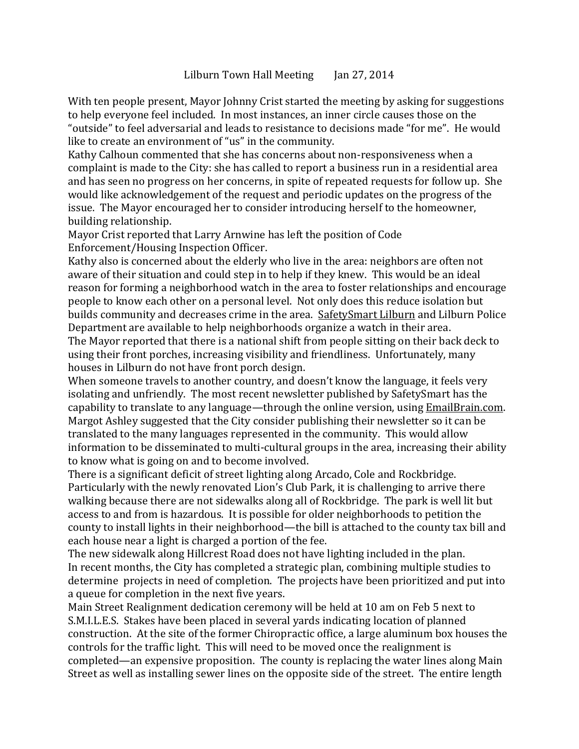Lilburn Town Hall Meeting     Jan 27, 2014

With ten people present, Mayor Johnny Crist started the meeting by asking for suggestions to help everyone feel included. In most instances, an inner circle causes those on the "outside" to feel adversarial and leads to resistance to decisions made "for me". He would like to create an environment of "us" in the community.

Kathy Calhoun commented that she has concerns about non-responsiveness when a complaint is made to the City: she has called to report a business run in a residential area and has seen no progress on her concerns, in spite of repeated requests for follow up. She would like acknowledgement of the request and periodic updates on the progress of the issue. The Mayor encouraged her to consider introducing herself to the homeowner, building relationship.

Mayor Crist reported that Larry Arnwine has left the position of Code Enforcement/Housing Inspection Officer.

Kathy also is concerned about the elderly who live in the area: neighbors are often not aware of their situation and could step in to help if they knew. This would be an ideal reason for forming a neighborhood watch in the area to foster relationships and encourage people to know each other on a personal level. Not only does this reduce isolation but builds community and decreases crime in the area. SafetySmart Lilburn and Lilburn Police Department are available to help neighborhoods organize a watch in their area.

The Mayor reported that there is a national shift from people sitting on their back deck to using their front porches, increasing visibility and friendliness. Unfortunately, many houses in Lilburn do not have front porch design.

When someone travels to another country, and doesn't know the language, it feels very isolating and unfriendly. The most recent newsletter published by SafetySmart has the capability to translate to any language—through the online version, using EmailBrain.com. Margot Ashley suggested that the City consider publishing their newsletter so it can be translated to the many languages represented in the community. This would allow information to be disseminated to multi-cultural groups in the area, increasing their ability to know what is going on and to become involved.

There is a significant deficit of street lighting along Arcado, Cole and Rockbridge. Particularly with the newly renovated Lion's Club Park, it is challenging to arrive there walking because there are not sidewalks along all of Rockbridge. The park is well lit but access to and from is hazardous. It is possible for older neighborhoods to petition the county to install lights in their neighborhood—the bill is attached to the county tax bill and each house near a light is charged a portion of the fee.

The new sidewalk along Hillcrest Road does not have lighting included in the plan.

In recent months, the City has completed a strategic plan, combining multiple studies to determine projects in need of completion. The projects have been prioritized and put into a queue for completion in the next five years.

Main Street Realignment dedication ceremony will be held at 10 am on Feb 5 next to S.M.I.L.E.S. Stakes have been placed in several yards indicating location of planned construction. At the site of the former Chiropractic office, a large aluminum box houses the controls for the traffic light. This will need to be moved once the realignment is completed—an expensive proposition. The county is replacing the water lines along Main Street as well as installing sewer lines on the opposite side of the street. The entire length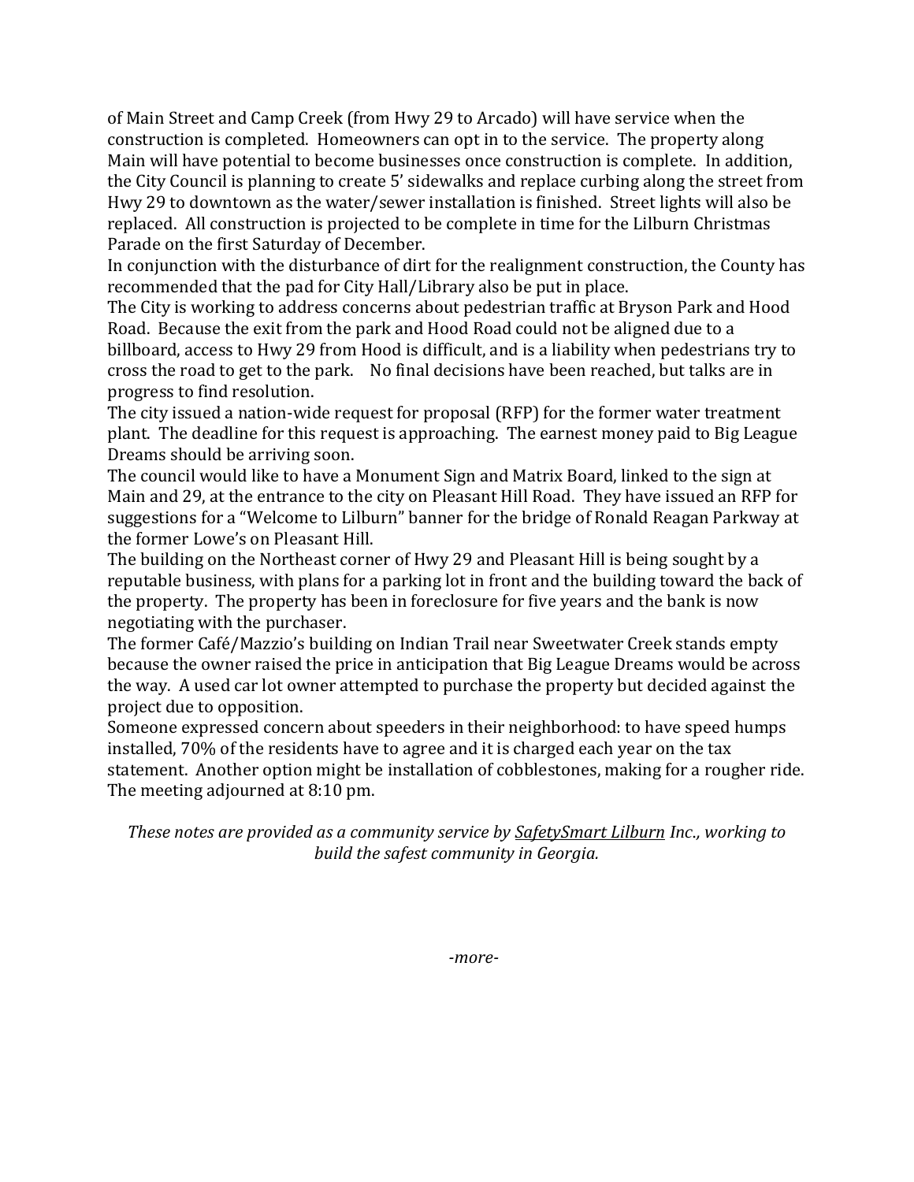of Main Street and Camp Creek (from Hwy 29 to Arcado) will have service when the construction is completed. Homeowners can opt in to the service. The property along Main will have potential to become businesses once construction is complete. In addition, the City Council is planning to create 5' sidewalks and replace curbing along the street from Hwy 29 to downtown as the water/sewer installation is finished. Street lights will also be replaced. All construction is projected to be complete in time for the Lilburn Christmas Parade on the first Saturday of December.

In conjunction with the disturbance of dirt for the realignment construction, the County has recommended that the pad for City Hall/Library also be put in place.

The City is working to address concerns about pedestrian traffic at Bryson Park and Hood Road. Because the exit from the park and Hood Road could not be aligned due to a billboard, access to Hwy 29 from Hood is difficult, and is a liability when pedestrians try to cross the road to get to the park. No final decisions have been reached, but talks are in progress to find resolution.

The city issued a nation-wide request for proposal (RFP) for the former water treatment plant. The deadline for this request is approaching. The earnest money paid to Big League Dreams should be arriving soon.

The council would like to have a Monument Sign and Matrix Board, linked to the sign at Main and 29, at the entrance to the city on Pleasant Hill Road. They have issued an RFP for suggestions for a "Welcome to Lilburn" banner for the bridge of Ronald Reagan Parkway at the former Lowe's on Pleasant Hill.

The building on the Northeast corner of Hwy 29 and Pleasant Hill is being sought by a reputable business, with plans for a parking lot in front and the building toward the back of the property. The property has been in foreclosure for five years and the bank is now negotiating with the purchaser.

The former Café/Mazzio's building on Indian Trail near Sweetwater Creek stands empty because the owner raised the price in anticipation that Big League Dreams would be across the way. A used car lot owner attempted to purchase the property but decided against the project due to opposition.

Someone expressed concern about speeders in their neighborhood: to have speed humps installed, 70% of the residents have to agree and it is charged each year on the tax statement. Another option might be installation of cobblestones, making for a rougher ride.

The meeting adjourned at 8:10 pm.

*These notes are provided as a community service by SafetySmart Lilburn Inc., working to build the safest community in Georgia.*

*-more-*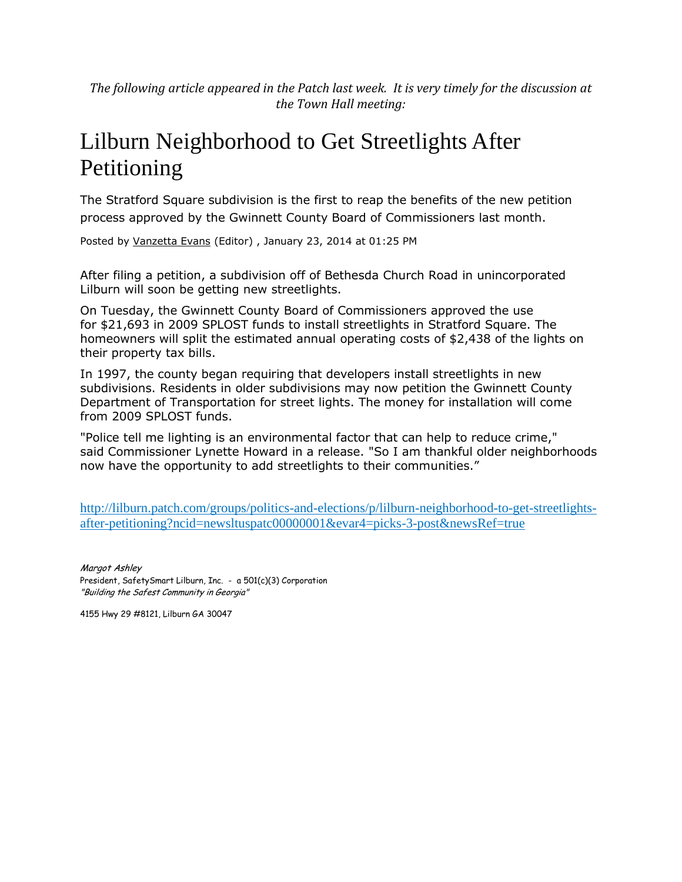*The following article appeared in the Patch last week. It is very timely for the discussion at the Town Hall meeting:*

# Lilburn Neighborhood to Get Streetlights After Petitioning

The Stratford Square subdivision is the first to reap the benefits of the new petition process approved by the Gwinnett County Board of Commissioners last month.

Posted by Vanzetta Evans (Editor) , January 23, 2014 at 01:25 PM

After filing a petition, a subdivision off of Bethesda Church Road in unincorporated Lilburn will soon be getting new streetlights.

On Tuesday, the Gwinnett County Board of Commissioners approved the use for $21,693 in 2009 SPLOST funds to install streetlights in Stratford Square. The homeowners will split the estimated annual operating costs of $2,438 of the lights on their property tax bills.

In 1997, the county began requiring that developers install streetlights in new subdivisions. Residents in older subdivisions may now petition the Gwinnett County Department of Transportation for street lights. The money for installation will come from 2009 SPLOST funds.

"Police tell me lighting is an environmental factor that can help to reduce crime," said Commissioner Lynette Howard in a release. "So I am thankful older neighborhoods now have the opportunity to add streetlights to their communities."

http://lilburn.patch.com/groups/politics-and-elections/p/lilburn-neighborhood-to-get-streetlights-after-petitioning?ncid=newsltuspatc00000001&evar4=picks-3-post&newsRef=true

*Margot Ashley*
President, SafetySmart Lilburn, Inc. - a 501(c)(3) Corporation
*"Building the Safest Community in Georgia"*

4155 Hwy 29 #8121, Lilburn GA 30047